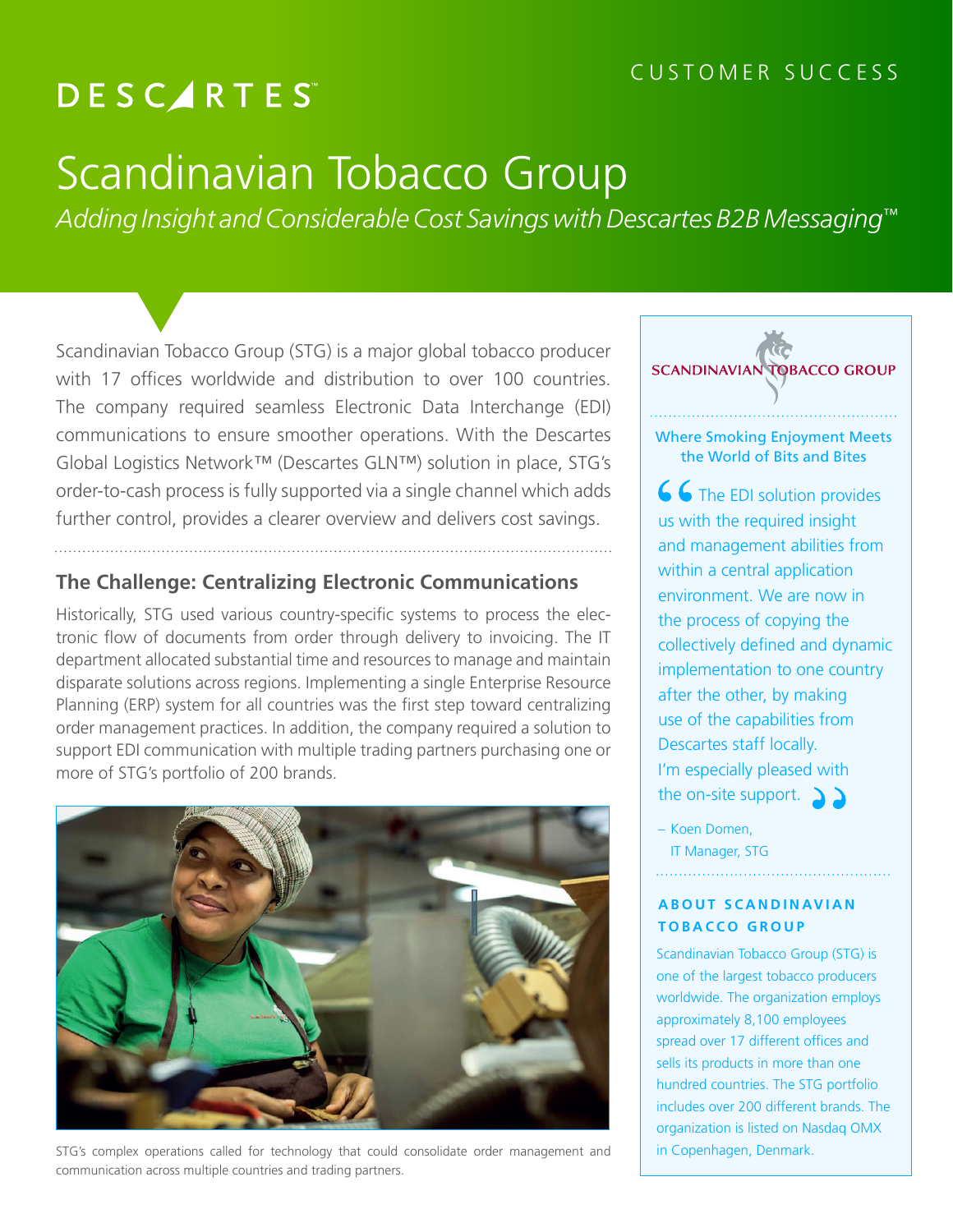CUSTOMER SUCCESS

# Scandinavian Tobacco Group

*Adding Insight and Considerable Cost Savings with Descartes B2B Messaging™*

Scandinavian Tobacco Group (STG) is a major global tobacco producer with 17 offices worldwide and distribution to over 100 countries. The company required seamless Electronic Data Interchange (EDI) communications to ensure smoother operations. With the Descartes Global Logistics Network™ (Descartes GLN™) solution in place, STG's order-to-cash process is fully supported via a single channel which adds further control, provides a clearer overview and delivers cost savings.

## The Challenge: Centralizing Electronic Communications

Historically, STG used various country-specific systems to process the electronic flow of documents from order through delivery to invoicing. The IT department allocated substantial time and resources to manage and maintain disparate solutions across regions. Implementing a single Enterprise Resource Planning (ERP) system for all countries was the first step toward centralizing order management practices. In addition, the company required a solution to support EDI communication with multiple trading partners purchasing one or more of STG's portfolio of 200 brands.

STG's complex operations called for technology that could consolidate order management and communication across multiple countries and trading partners.

### Where Smoking Enjoyment Meets the World of Bits and Bites

"The EDI solution provides us with the required insight and management abilities from within a central application environment. We are now in the process of copying the collectively defined and dynamic implementation to one country after the other, by making use of the capabilities from Descartes staff locally. I'm especially pleased with the on-site support."

– Koen Domen, IT Manager, STG

### ABOUT SCANDINAVIAN TOBACCO GROUP

Scandinavian Tobacco Group (STG) is one of the largest tobacco producers worldwide. The organization employs approximately 8,100 employees spread over 17 different offices and sells its products in more than one hundred countries. The STG portfolio includes over 200 different brands. The organization is listed on Nasdaq OMX in Copenhagen, Denmark.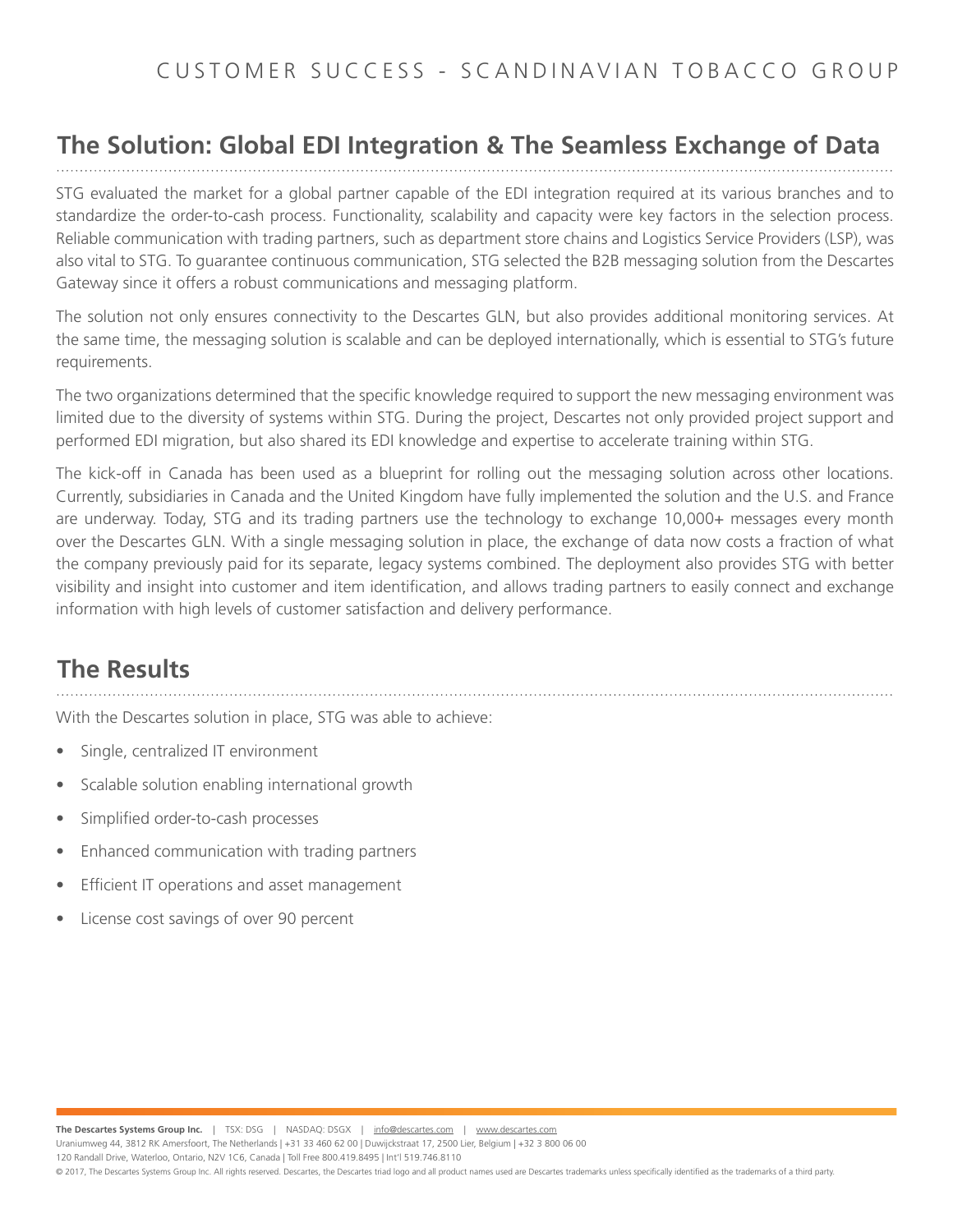## The Solution: Global EDI Integration & The Seamless Exchange of Data

STG evaluated the market for a global partner capable of the EDI integration required at its various branches and to standardize the order-to-cash process. Functionality, scalability and capacity were key factors in the selection process. Reliable communication with trading partners, such as department store chains and Logistics Service Providers (LSP), was also vital to STG. To guarantee continuous communication, STG selected the B2B messaging solution from the Descartes Gateway since it offers a robust communications and messaging platform.

The solution not only ensures connectivity to the Descartes GLN, but also provides additional monitoring services. At the same time, the messaging solution is scalable and can be deployed internationally, which is essential to STG's future requirements.

The two organizations determined that the specific knowledge required to support the new messaging environment was limited due to the diversity of systems within STG. During the project, Descartes not only provided project support and performed EDI migration, but also shared its EDI knowledge and expertise to accelerate training within STG.

The kick-off in Canada has been used as a blueprint for rolling out the messaging solution across other locations. Currently, subsidiaries in Canada and the United Kingdom have fully implemented the solution and the U.S. and France are underway. Today, STG and its trading partners use the technology to exchange 10,000+ messages every month over the Descartes GLN. With a single messaging solution in place, the exchange of data now costs a fraction of what the company previously paid for its separate, legacy systems combined. The deployment also provides STG with better visibility and insight into customer and item identification, and allows trading partners to easily connect and exchange information with high levels of customer satisfaction and delivery performance.

## The Results

With the Descartes solution in place, STG was able to achieve:

- Single, centralized IT environment
- Scalable solution enabling international growth
- Simplified order-to-cash processes
- Enhanced communication with trading partners
- Efficient IT operations and asset management
- License cost savings of over 90 percent

**The Descartes Systems Group Inc.** | TSX: DSG | NASDAQ: DSGX | info@descartes.com | www.descartes.com
Uraniumweg 44, 3812 RK Amersfoort, The Netherlands | +31 33 460 62 00 | Duwijckstraat 17, 2500 Lier, Belgium | +32 3 800 06 00
120 Randall Drive, Waterloo, Ontario, N2V 1C6, Canada | Toll Free 800.419.8495 | Int'l 519.746.8110
© 2017, The Descartes Systems Group Inc. All rights reserved. Descartes, the Descartes triad logo and all product names used are Descartes trademarks unless specifically identified as the trademarks of a third party.